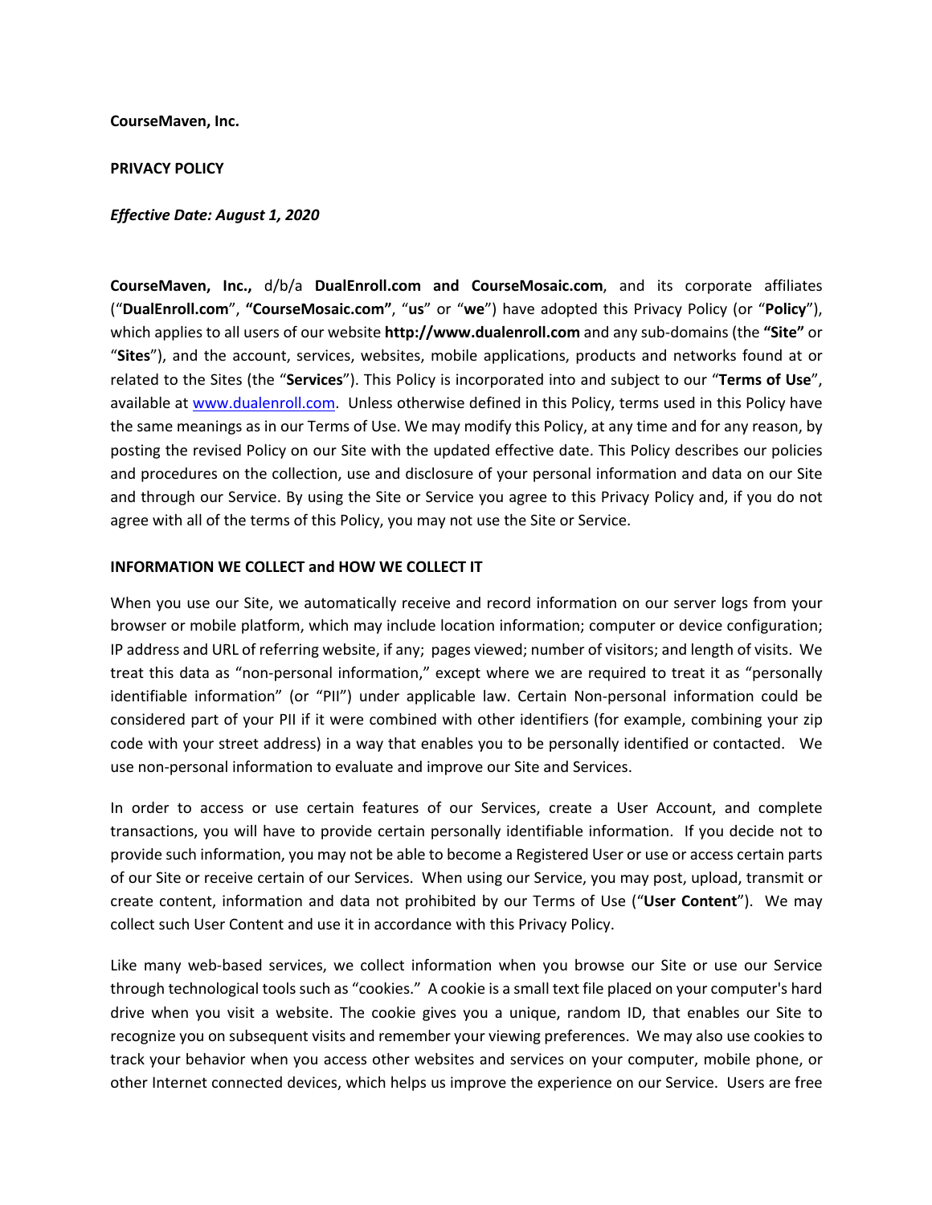**CourseMaven, Inc.**

**PRIVACY POLICY**

***Effective Date: August 1, 2020***

**CourseMaven, Inc.,** d/b/a **DualEnroll.com and CourseMosaic.com**, and its corporate affiliates ("**DualEnroll.com**", **"CourseMosaic.com"**, "**us**" or "**we**") have adopted this Privacy Policy (or "**Policy**"), which applies to all users of our website **http://www.dualenroll.com** and any sub-domains (the **"Site"** or "**Sites**"), and the account, services, websites, mobile applications, products and networks found at or related to the Sites (the "**Services**"). This Policy is incorporated into and subject to our "**Terms of Use**", available at www.dualenroll.com. Unless otherwise defined in this Policy, terms used in this Policy have the same meanings as in our Terms of Use. We may modify this Policy, at any time and for any reason, by posting the revised Policy on our Site with the updated effective date. This Policy describes our policies and procedures on the collection, use and disclosure of your personal information and data on our Site and through our Service. By using the Site or Service you agree to this Privacy Policy and, if you do not agree with all of the terms of this Policy, you may not use the Site or Service.

**INFORMATION WE COLLECT and HOW WE COLLECT IT**

When you use our Site, we automatically receive and record information on our server logs from your browser or mobile platform, which may include location information; computer or device configuration; IP address and URL of referring website, if any; pages viewed; number of visitors; and length of visits. We treat this data as "non-personal information," except where we are required to treat it as "personally identifiable information" (or "PII") under applicable law. Certain Non-personal information could be considered part of your PII if it were combined with other identifiers (for example, combining your zip code with your street address) in a way that enables you to be personally identified or contacted. We use non-personal information to evaluate and improve our Site and Services.

In order to access or use certain features of our Services, create a User Account, and complete transactions, you will have to provide certain personally identifiable information. If you decide not to provide such information, you may not be able to become a Registered User or use or access certain parts of our Site or receive certain of our Services. When using our Service, you may post, upload, transmit or create content, information and data not prohibited by our Terms of Use ("**User Content**"). We may collect such User Content and use it in accordance with this Privacy Policy.

Like many web-based services, we collect information when you browse our Site or use our Service through technological tools such as "cookies." A cookie is a small text file placed on your computer's hard drive when you visit a website. The cookie gives you a unique, random ID, that enables our Site to recognize you on subsequent visits and remember your viewing preferences. We may also use cookies to track your behavior when you access other websites and services on your computer, mobile phone, or other Internet connected devices, which helps us improve the experience on our Service. Users are free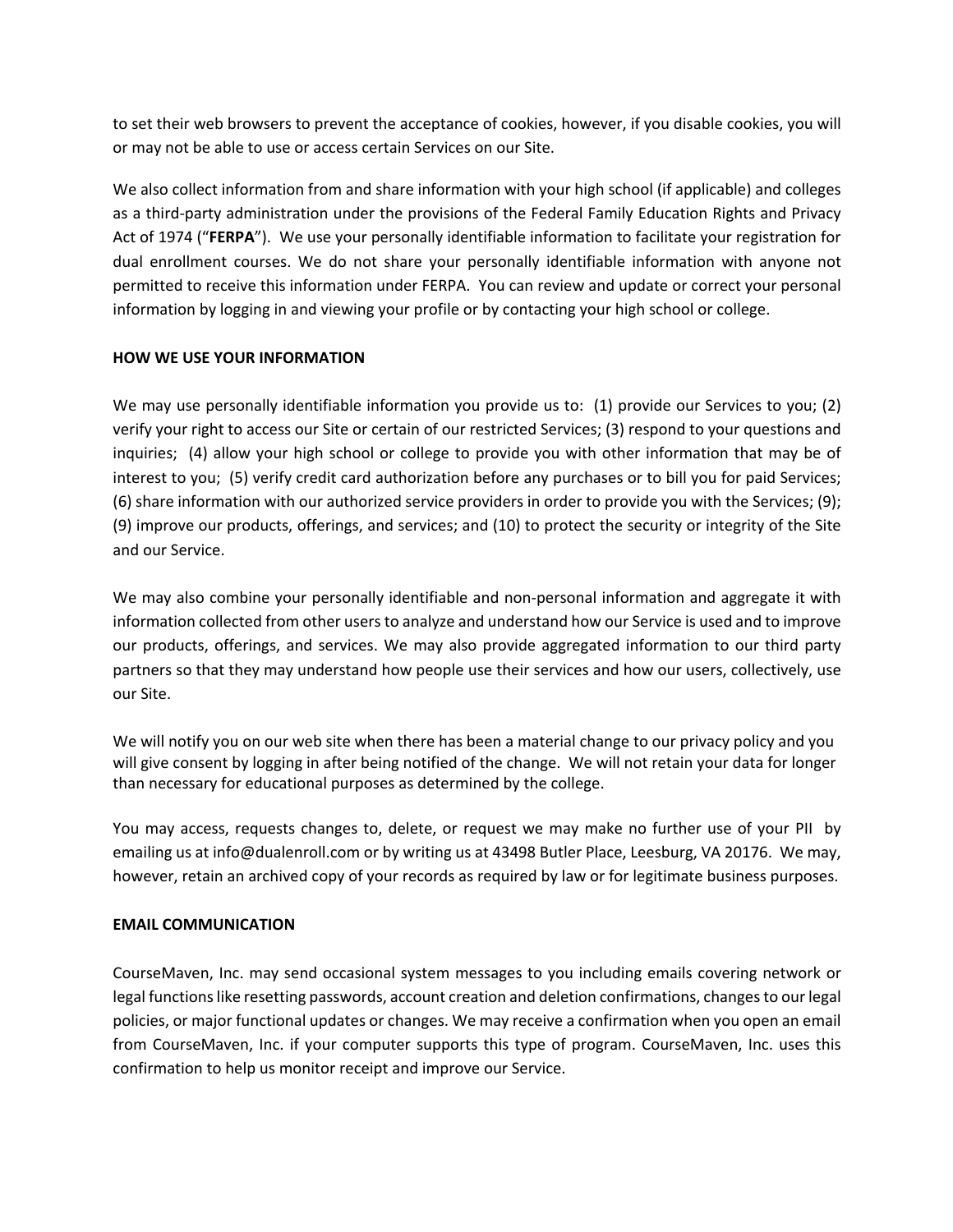to set their web browsers to prevent the acceptance of cookies, however, if you disable cookies, you will or may not be able to use or access certain Services on our Site.

We also collect information from and share information with your high school (if applicable) and colleges as a third-party administration under the provisions of the Federal Family Education Rights and Privacy Act of 1974 ("**FERPA**"). We use your personally identifiable information to facilitate your registration for dual enrollment courses. We do not share your personally identifiable information with anyone not permitted to receive this information under FERPA. You can review and update or correct your personal information by logging in and viewing your profile or by contacting your high school or college.

**HOW WE USE YOUR INFORMATION**

We may use personally identifiable information you provide us to: (1) provide our Services to you; (2) verify your right to access our Site or certain of our restricted Services; (3) respond to your questions and inquiries; (4) allow your high school or college to provide you with other information that may be of interest to you; (5) verify credit card authorization before any purchases or to bill you for paid Services; (6) share information with our authorized service providers in order to provide you with the Services; (9); (9) improve our products, offerings, and services; and (10) to protect the security or integrity of the Site and our Service.

We may also combine your personally identifiable and non-personal information and aggregate it with information collected from other users to analyze and understand how our Service is used and to improve our products, offerings, and services. We may also provide aggregated information to our third party partners so that they may understand how people use their services and how our users, collectively, use our Site.

We will notify you on our web site when there has been a material change to our privacy policy and you will give consent by logging in after being notified of the change. We will not retain your data for longer than necessary for educational purposes as determined by the college.

You may access, requests changes to, delete, or request we may make no further use of your PII by emailing us at info@dualenroll.com or by writing us at 43498 Butler Place, Leesburg, VA 20176. We may, however, retain an archived copy of your records as required by law or for legitimate business purposes.

**EMAIL COMMUNICATION**

CourseMaven, Inc. may send occasional system messages to you including emails covering network or legal functions like resetting passwords, account creation and deletion confirmations, changes to our legal policies, or major functional updates or changes. We may receive a confirmation when you open an email from CourseMaven, Inc. if your computer supports this type of program. CourseMaven, Inc. uses this confirmation to help us monitor receipt and improve our Service.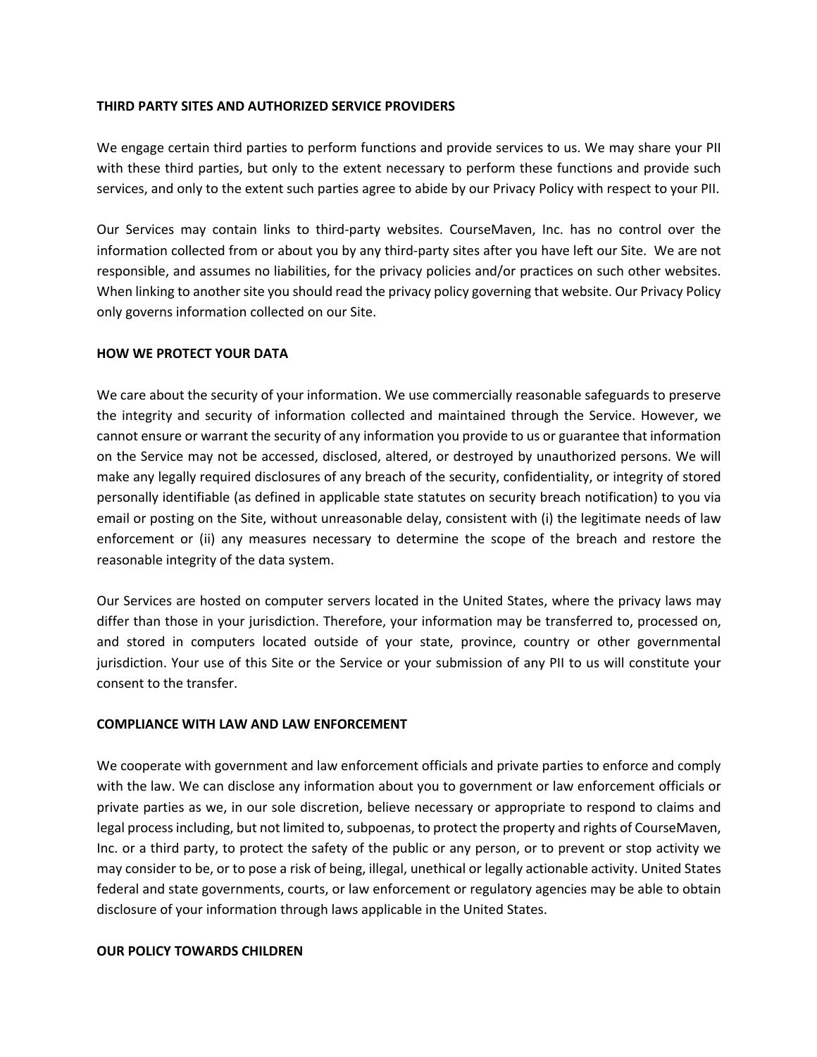**THIRD PARTY SITES AND AUTHORIZED SERVICE PROVIDERS**

We engage certain third parties to perform functions and provide services to us. We may share your PII with these third parties, but only to the extent necessary to perform these functions and provide such services, and only to the extent such parties agree to abide by our Privacy Policy with respect to your PII.

Our Services may contain links to third-party websites. CourseMaven, Inc. has no control over the information collected from or about you by any third-party sites after you have left our Site. We are not responsible, and assumes no liabilities, for the privacy policies and/or practices on such other websites. When linking to another site you should read the privacy policy governing that website. Our Privacy Policy only governs information collected on our Site.

**HOW WE PROTECT YOUR DATA**

We care about the security of your information. We use commercially reasonable safeguards to preserve the integrity and security of information collected and maintained through the Service. However, we cannot ensure or warrant the security of any information you provide to us or guarantee that information on the Service may not be accessed, disclosed, altered, or destroyed by unauthorized persons. We will make any legally required disclosures of any breach of the security, confidentiality, or integrity of stored personally identifiable (as defined in applicable state statutes on security breach notification) to you via email or posting on the Site, without unreasonable delay, consistent with (i) the legitimate needs of law enforcement or (ii) any measures necessary to determine the scope of the breach and restore the reasonable integrity of the data system.

Our Services are hosted on computer servers located in the United States, where the privacy laws may differ than those in your jurisdiction. Therefore, your information may be transferred to, processed on, and stored in computers located outside of your state, province, country or other governmental jurisdiction. Your use of this Site or the Service or your submission of any PII to us will constitute your consent to the transfer.

**COMPLIANCE WITH LAW AND LAW ENFORCEMENT**

We cooperate with government and law enforcement officials and private parties to enforce and comply with the law. We can disclose any information about you to government or law enforcement officials or private parties as we, in our sole discretion, believe necessary or appropriate to respond to claims and legal process including, but not limited to, subpoenas, to protect the property and rights of CourseMaven, Inc. or a third party, to protect the safety of the public or any person, or to prevent or stop activity we may consider to be, or to pose a risk of being, illegal, unethical or legally actionable activity. United States federal and state governments, courts, or law enforcement or regulatory agencies may be able to obtain disclosure of your information through laws applicable in the United States.

**OUR POLICY TOWARDS CHILDREN**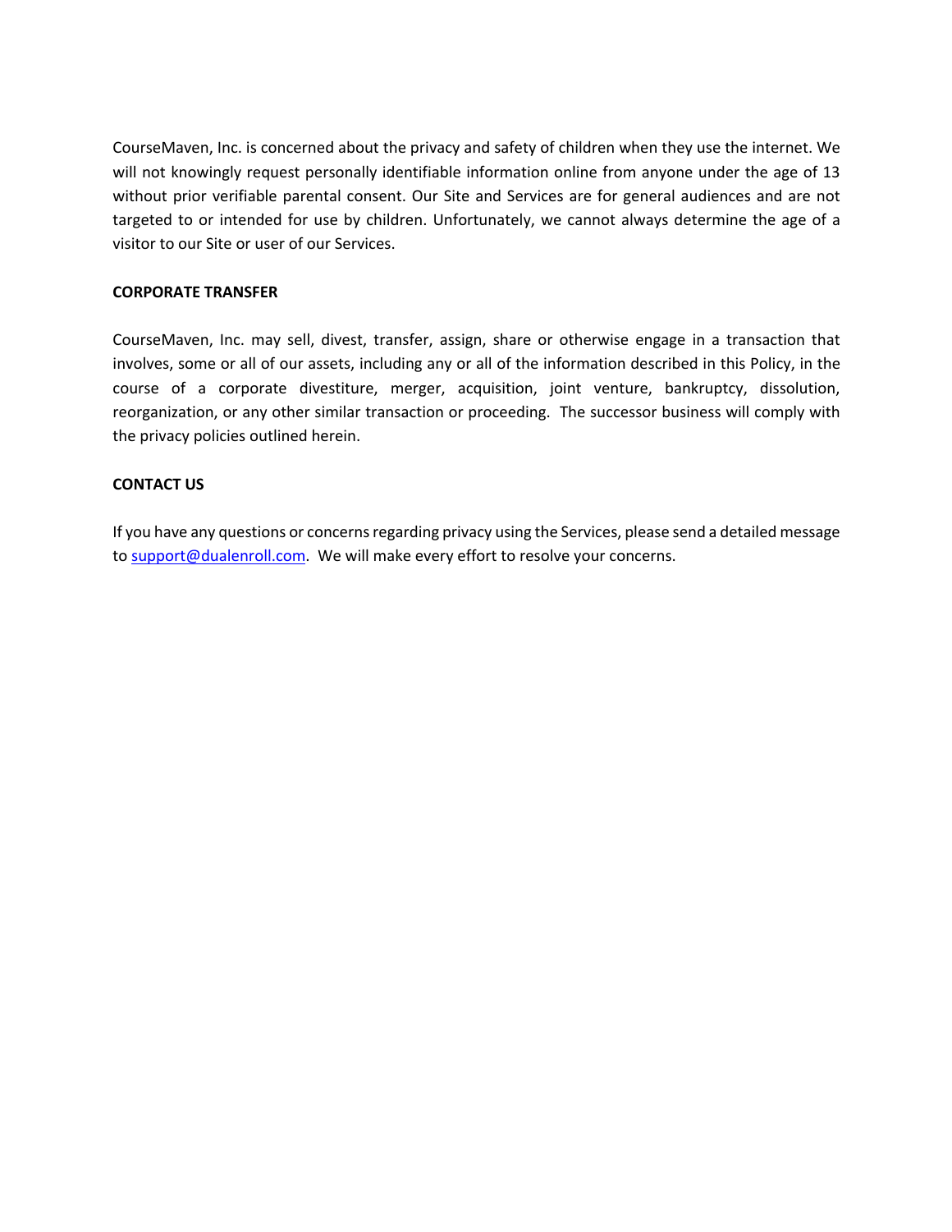CourseMaven, Inc. is concerned about the privacy and safety of children when they use the internet. We will not knowingly request personally identifiable information online from anyone under the age of 13 without prior verifiable parental consent. Our Site and Services are for general audiences and are not targeted to or intended for use by children. Unfortunately, we cannot always determine the age of a visitor to our Site or user of our Services.

**CORPORATE TRANSFER**

CourseMaven, Inc. may sell, divest, transfer, assign, share or otherwise engage in a transaction that involves, some or all of our assets, including any or all of the information described in this Policy, in the course of a corporate divestiture, merger, acquisition, joint venture, bankruptcy, dissolution, reorganization, or any other similar transaction or proceeding. The successor business will comply with the privacy policies outlined herein.

**CONTACT US**

If you have any questions or concerns regarding privacy using the Services, please send a detailed message to support@dualenroll.com. We will make every effort to resolve your concerns.